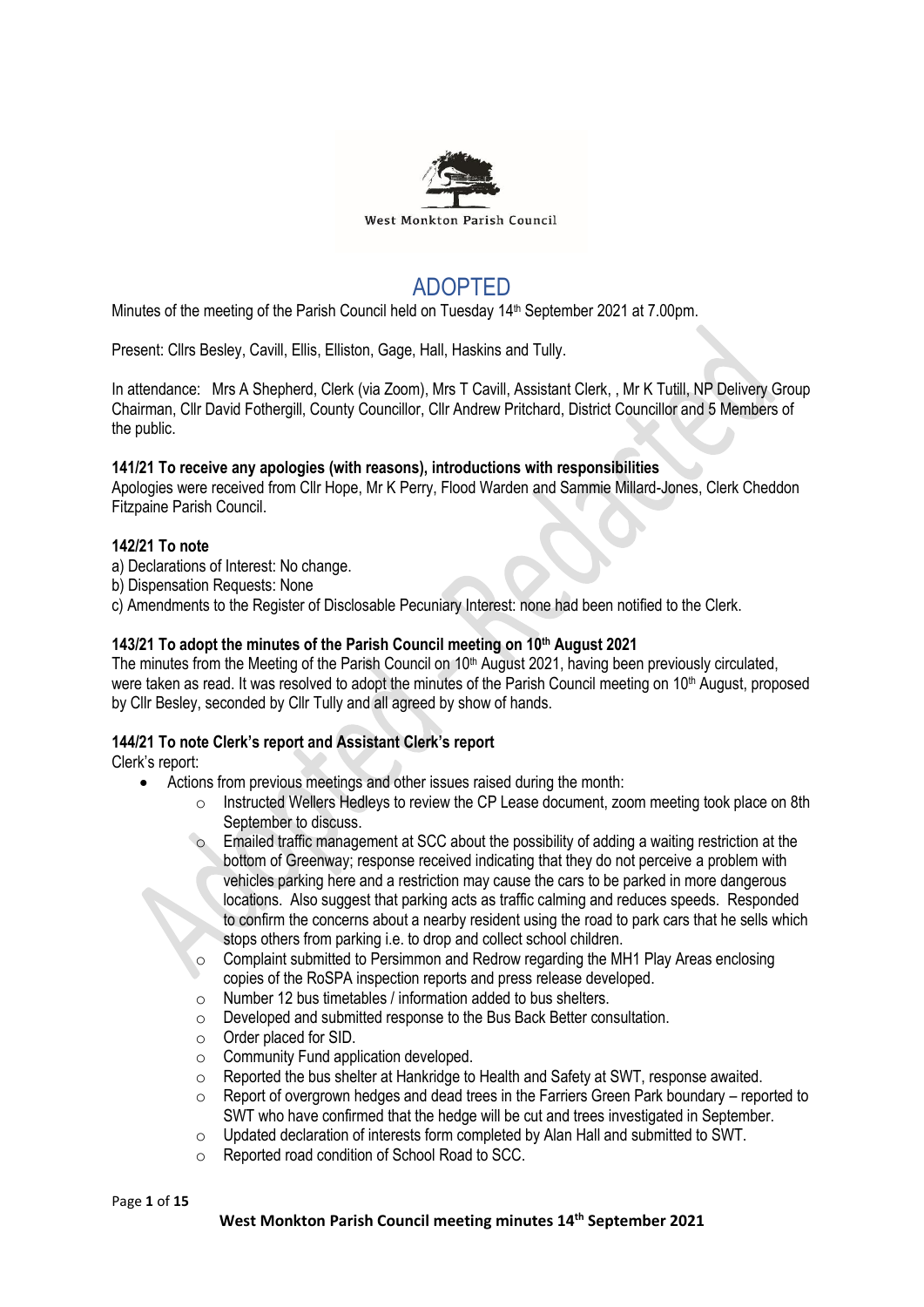West Monkton Parish Council

# ADOPTED

Minutes of the meeting of the Parish Council held on Tuesday 14th September 2021 at 7.00pm.

Present: Cllrs Besley, Cavill, Ellis, Elliston, Gage, Hall, Haskins and Tully.

In attendance: Mrs A Shepherd, Clerk (via Zoom), Mrs T Cavill, Assistant Clerk, , Mr K Tutill, NP Delivery Group Chairman, Cllr David Fothergill, County Councillor, Cllr Andrew Pritchard, District Councillor and 5 Members of the public.

**141/21 To receive any apologies (with reasons), introductions with responsibilities**

Apologies were received from Cllr Hope, Mr K Perry, Flood Warden and Sammie Millard-Jones, Clerk Cheddon Fitzpaine Parish Council.

**142/21 To note**

a) Declarations of Interest: No change.
b) Dispensation Requests: None
c) Amendments to the Register of Disclosable Pecuniary Interest: none had been notified to the Clerk.

**143/21 To adopt the minutes of the Parish Council meeting on 10th August 2021**

The minutes from the Meeting of the Parish Council on 10th August 2021, having been previously circulated, were taken as read. It was resolved to adopt the minutes of the Parish Council meeting on 10th August, proposed by Cllr Besley, seconded by Cllr Tully and all agreed by show of hands.

**144/21 To note Clerk's report and Assistant Clerk's report**

Clerk's report:

- Actions from previous meetings and other issues raised during the month:
  - Instructed Wellers Hedleys to review the CP Lease document, zoom meeting took place on 8th September to discuss.
  - Emailed traffic management at SCC about the possibility of adding a waiting restriction at the bottom of Greenway; response received indicating that they do not perceive a problem with vehicles parking here and a restriction may cause the cars to be parked in more dangerous locations. Also suggest that parking acts as traffic calming and reduces speeds. Responded to confirm the concerns about a nearby resident using the road to park cars that he sells which stops others from parking i.e. to drop and collect school children.
  - Complaint submitted to Persimmon and Redrow regarding the MH1 Play Areas enclosing copies of the RoSPA inspection reports and press release developed.
  - Number 12 bus timetables / information added to bus shelters.
  - Developed and submitted response to the Bus Back Better consultation.
  - Order placed for SID.
  - Community Fund application developed.
  - Reported the bus shelter at Hankridge to Health and Safety at SWT, response awaited.
  - Report of overgrown hedges and dead trees in the Farriers Green Park boundary – reported to SWT who have confirmed that the hedge will be cut and trees investigated in September.
  - Updated declaration of interests form completed by Alan Hall and submitted to SWT.
  - Reported road condition of School Road to SCC.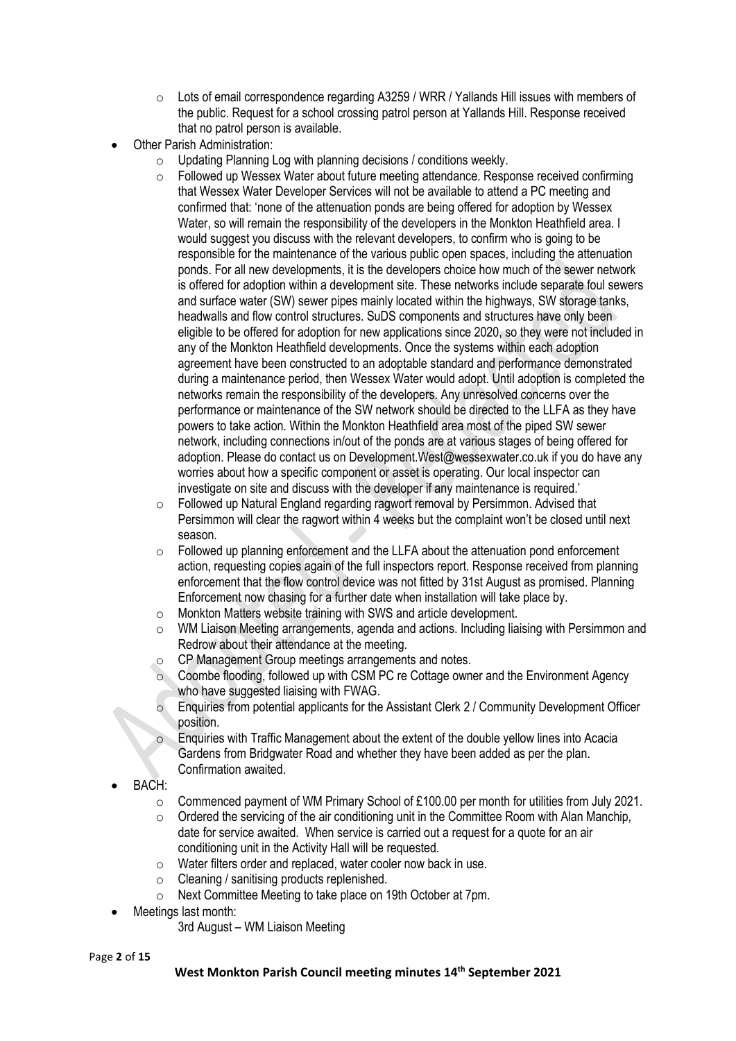- Lots of email correspondence regarding A3259 / WRR / Yallands Hill issues with members of the public. Request for a school crossing patrol person at Yallands Hill. Response received that no patrol person is available.
- Other Parish Administration:
    - Updating Planning Log with planning decisions / conditions weekly.
    - Followed up Wessex Water about future meeting attendance. Response received confirming that Wessex Water Developer Services will not be available to attend a PC meeting and confirmed that: 'none of the attenuation ponds are being offered for adoption by Wessex Water, so will remain the responsibility of the developers in the Monkton Heathfield area. I would suggest you discuss with the relevant developers, to confirm who is going to be responsible for the maintenance of the various public open spaces, including the attenuation ponds. For all new developments, it is the developers choice how much of the sewer network is offered for adoption within a development site. These networks include separate foul sewers and surface water (SW) sewer pipes mainly located within the highways, SW storage tanks, headwalls and flow control structures. SuDS components and structures have only been eligible to be offered for adoption for new applications since 2020, so they were not included in any of the Monkton Heathfield developments. Once the systems within each adoption agreement have been constructed to an adoptable standard and performance demonstrated during a maintenance period, then Wessex Water would adopt. Until adoption is completed the networks remain the responsibility of the developers. Any unresolved concerns over the performance or maintenance of the SW network should be directed to the LLFA as they have powers to take action. Within the Monkton Heathfield area most of the piped SW sewer network, including connections in/out of the ponds are at various stages of being offered for adoption. Please do contact us on Development.West@wessexwater.co.uk if you do have any worries about how a specific component or asset is operating. Our local inspector can investigate on site and discuss with the developer if any maintenance is required.'
    - Followed up Natural England regarding ragwort removal by Persimmon. Advised that Persimmon will clear the ragwort within 4 weeks but the complaint won't be closed until next season.
    - Followed up planning enforcement and the LLFA about the attenuation pond enforcement action, requesting copies again of the full inspectors report. Response received from planning enforcement that the flow control device was not fitted by 31st August as promised. Planning Enforcement now chasing for a further date when installation will take place by.
    - Monkton Matters website training with SWS and article development.
    - WM Liaison Meeting arrangements, agenda and actions. Including liaising with Persimmon and Redrow about their attendance at the meeting.
    - CP Management Group meetings arrangements and notes.
    - Coombe flooding, followed up with CSM PC re Cottage owner and the Environment Agency who have suggested liaising with FWAG.
    - Enquiries from potential applicants for the Assistant Clerk 2 / Community Development Officer position.
    - Enquiries with Traffic Management about the extent of the double yellow lines into Acacia Gardens from Bridgwater Road and whether they have been added as per the plan. Confirmation awaited.
- BACH:
    - Commenced payment of WM Primary School of £100.00 per month for utilities from July 2021.
    - Ordered the servicing of the air conditioning unit in the Committee Room with Alan Manchip, date for service awaited. When service is carried out a request for a quote for an air conditioning unit in the Activity Hall will be requested.
    - Water filters order and replaced, water cooler now back in use.
    - Cleaning / sanitising products replenished.
    - Next Committee Meeting to take place on 19th October at 7pm.
- Meetings last month:

  3rd August – WM Liaison Meeting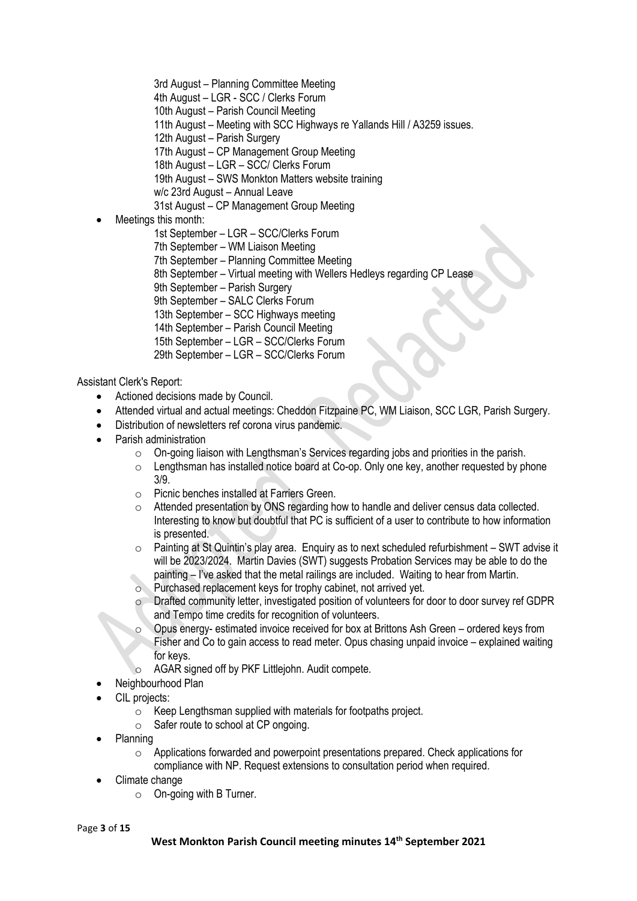- 3rd August – Planning Committee Meeting
  - 4th August – LGR - SCC / Clerks Forum
  - 10th August – Parish Council Meeting
  - 11th August – Meeting with SCC Highways re Yallands Hill / A3259 issues.
  - 12th August – Parish Surgery
  - 17th August – CP Management Group Meeting
  - 18th August – LGR – SCC/ Clerks Forum
  - 19th August – SWS Monkton Matters website training
  - w/c 23rd August – Annual Leave
  - 31st August – CP Management Group Meeting
- Meetings this month:
  - 1st September – LGR – SCC/Clerks Forum
  - 7th September – WM Liaison Meeting
  - 7th September – Planning Committee Meeting
  - 8th September – Virtual meeting with Wellers Hedleys regarding CP Lease
  - 9th September – Parish Surgery
  - 9th September – SALC Clerks Forum
  - 13th September – SCC Highways meeting
  - 14th September – Parish Council Meeting
  - 15th September – LGR – SCC/Clerks Forum
  - 29th September – LGR – SCC/Clerks Forum

Assistant Clerk's Report:

- Actioned decisions made by Council.
- Attended virtual and actual meetings: Cheddon Fitzpaine PC, WM Liaison, SCC LGR, Parish Surgery.
- Distribution of newsletters ref corona virus pandemic.
- Parish administration
  - On-going liaison with Lengthsman's Services regarding jobs and priorities in the parish.
  - Lengthsman has installed notice board at Co-op. Only one key, another requested by phone 3/9.
  - Picnic benches installed at Farriers Green.
  - Attended presentation by ONS regarding how to handle and deliver census data collected. Interesting to know but doubtful that PC is sufficient of a user to contribute to how information is presented.
  - Painting at St Quintin's play area. Enquiry as to next scheduled refurbishment – SWT advise it will be 2023/2024. Martin Davies (SWT) suggests Probation Services may be able to do the painting – I've asked that the metal railings are included. Waiting to hear from Martin.
  - Purchased replacement keys for trophy cabinet, not arrived yet.
  - Drafted community letter, investigated position of volunteers for door to door survey ref GDPR and Tempo time credits for recognition of volunteers.
  - Opus energy- estimated invoice received for box at Brittons Ash Green – ordered keys from Fisher and Co to gain access to read meter. Opus chasing unpaid invoice – explained waiting for keys.
  - AGAR signed off by PKF Littlejohn. Audit compete.
- Neighbourhood Plan
- CIL projects:
  - Keep Lengthsman supplied with materials for footpaths project.
  - Safer route to school at CP ongoing.
- Planning
  - Applications forwarded and powerpoint presentations prepared. Check applications for compliance with NP. Request extensions to consultation period when required.
- Climate change
  - On-going with B Turner.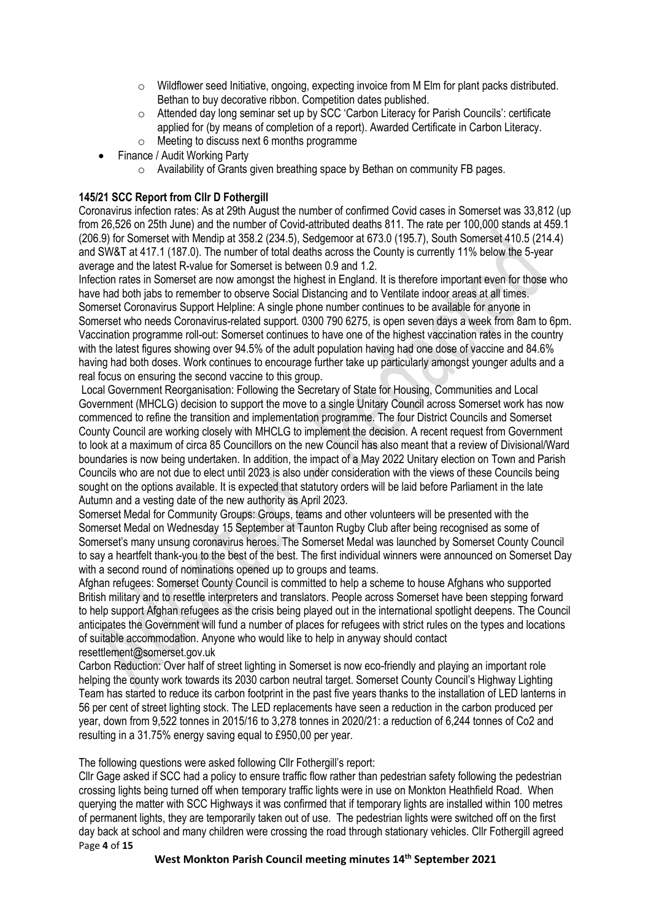- Wildflower seed Initiative, ongoing, expecting invoice from M Elm for plant packs distributed. Bethan to buy decorative ribbon. Competition dates published.
  - Attended day long seminar set up by SCC 'Carbon Literacy for Parish Councils': certificate applied for (by means of completion of a report). Awarded Certificate in Carbon Literacy.
  - Meeting to discuss next 6 months programme
- Finance / Audit Working Party
  - Availability of Grants given breathing space by Bethan on community FB pages.

**145/21 SCC Report from Cllr D Fothergill**

Coronavirus infection rates: As at 29th August the number of confirmed Covid cases in Somerset was 33,812 (up from 26,526 on 25th June) and the number of Covid-attributed deaths 811. The rate per 100,000 stands at 459.1 (206.9) for Somerset with Mendip at 358.2 (234.5), Sedgemoor at 673.0 (195.7), South Somerset 410.5 (214.4) and SW&T at 417.1 (187.0). The number of total deaths across the County is currently 11% below the 5-year average and the latest R-value for Somerset is between 0.9 and 1.2.

Infection rates in Somerset are now amongst the highest in England. It is therefore important even for those who have had both jabs to remember to observe Social Distancing and to Ventilate indoor areas at all times.

Somerset Coronavirus Support Helpline: A single phone number continues to be available for anyone in Somerset who needs Coronavirus-related support. 0300 790 6275, is open seven days a week from 8am to 6pm.

Vaccination programme roll-out: Somerset continues to have one of the highest vaccination rates in the country with the latest figures showing over 94.5% of the adult population having had one dose of vaccine and 84.6% having had both doses. Work continues to encourage further take up particularly amongst younger adults and a real focus on ensuring the second vaccine to this group.

Local Government Reorganisation: Following the Secretary of State for Housing, Communities and Local Government (MHCLG) decision to support the move to a single Unitary Council across Somerset work has now commenced to refine the transition and implementation programme. The four District Councils and Somerset County Council are working closely with MHCLG to implement the decision. A recent request from Government to look at a maximum of circa 85 Councillors on the new Council has also meant that a review of Divisional/Ward boundaries is now being undertaken. In addition, the impact of a May 2022 Unitary election on Town and Parish Councils who are not due to elect until 2023 is also under consideration with the views of these Councils being sought on the options available. It is expected that statutory orders will be laid before Parliament in the late Autumn and a vesting date of the new authority as April 2023.

Somerset Medal for Community Groups: Groups, teams and other volunteers will be presented with the Somerset Medal on Wednesday 15 September at Taunton Rugby Club after being recognised as some of Somerset's many unsung coronavirus heroes. The Somerset Medal was launched by Somerset County Council to say a heartfelt thank-you to the best of the best. The first individual winners were announced on Somerset Day with a second round of nominations opened up to groups and teams.

Afghan refugees: Somerset County Council is committed to help a scheme to house Afghans who supported British military and to resettle interpreters and translators. People across Somerset have been stepping forward to help support Afghan refugees as the crisis being played out in the international spotlight deepens. The Council anticipates the Government will fund a number of places for refugees with strict rules on the types and locations of suitable accommodation. Anyone who would like to help in anyway should contact resettlement@somerset.gov.uk

Carbon Reduction: Over half of street lighting in Somerset is now eco-friendly and playing an important role helping the county work towards its 2030 carbon neutral target. Somerset County Council's Highway Lighting Team has started to reduce its carbon footprint in the past five years thanks to the installation of LED lanterns in 56 per cent of street lighting stock. The LED replacements have seen a reduction in the carbon produced per year, down from 9,522 tonnes in 2015/16 to 3,278 tonnes in 2020/21: a reduction of 6,244 tonnes of Co2 and resulting in a 31.75% energy saving equal to £950,00 per year.

The following questions were asked following Cllr Fothergill's report:

Cllr Gage asked if SCC had a policy to ensure traffic flow rather than pedestrian safety following the pedestrian crossing lights being turned off when temporary traffic lights were in use on Monkton Heathfield Road. When querying the matter with SCC Highways it was confirmed that if temporary lights are installed within 100 metres of permanent lights, they are temporarily taken out of use. The pedestrian lights were switched off on the first day back at school and many children were crossing the road through stationary vehicles. Cllr Fothergill agreed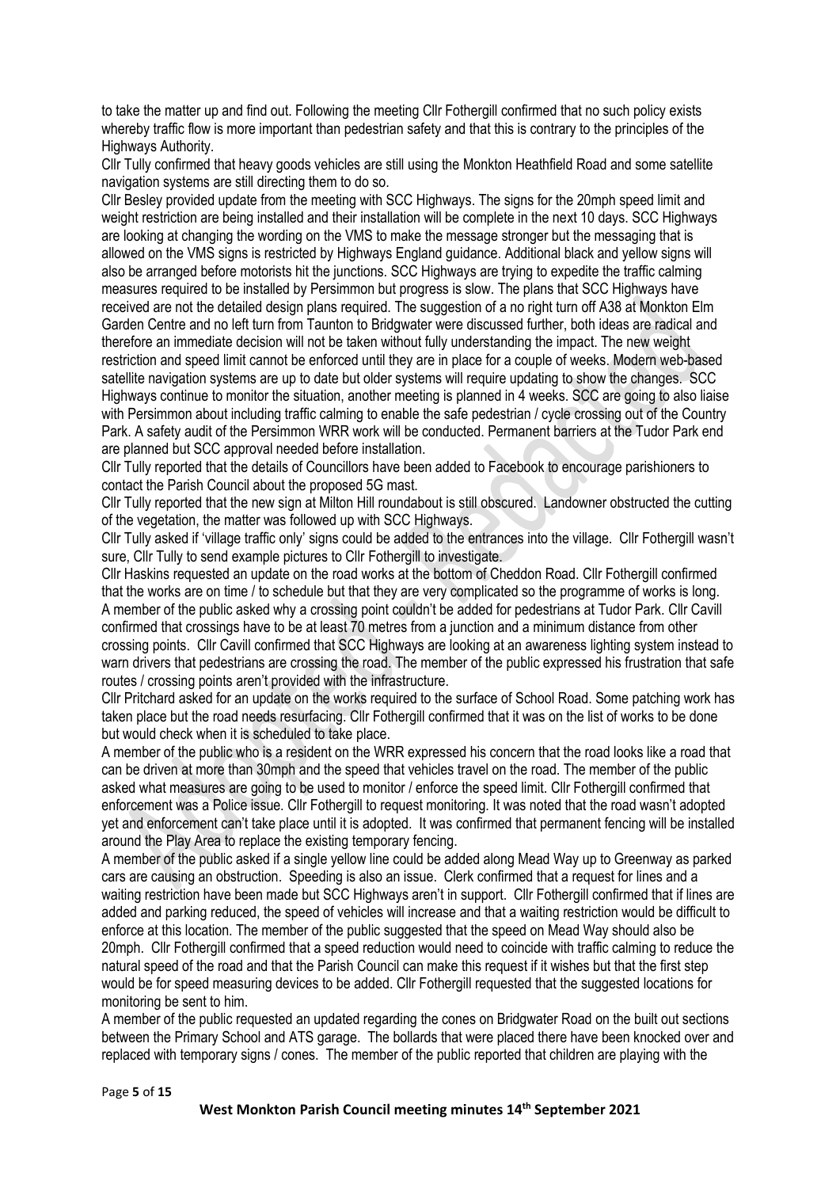to take the matter up and find out. Following the meeting Cllr Fothergill confirmed that no such policy exists whereby traffic flow is more important than pedestrian safety and that this is contrary to the principles of the Highways Authority.

Cllr Tully confirmed that heavy goods vehicles are still using the Monkton Heathfield Road and some satellite navigation systems are still directing them to do so.

Cllr Besley provided update from the meeting with SCC Highways. The signs for the 20mph speed limit and weight restriction are being installed and their installation will be complete in the next 10 days. SCC Highways are looking at changing the wording on the VMS to make the message stronger but the messaging that is allowed on the VMS signs is restricted by Highways England guidance. Additional black and yellow signs will also be arranged before motorists hit the junctions. SCC Highways are trying to expedite the traffic calming measures required to be installed by Persimmon but progress is slow. The plans that SCC Highways have received are not the detailed design plans required. The suggestion of a no right turn off A38 at Monkton Elm Garden Centre and no left turn from Taunton to Bridgwater were discussed further, both ideas are radical and therefore an immediate decision will not be taken without fully understanding the impact. The new weight restriction and speed limit cannot be enforced until they are in place for a couple of weeks. Modern web-based satellite navigation systems are up to date but older systems will require updating to show the changes. SCC Highways continue to monitor the situation, another meeting is planned in 4 weeks. SCC are going to also liaise with Persimmon about including traffic calming to enable the safe pedestrian / cycle crossing out of the Country Park. A safety audit of the Persimmon WRR work will be conducted. Permanent barriers at the Tudor Park end are planned but SCC approval needed before installation.

Cllr Tully reported that the details of Councillors have been added to Facebook to encourage parishioners to contact the Parish Council about the proposed 5G mast.

Cllr Tully reported that the new sign at Milton Hill roundabout is still obscured. Landowner obstructed the cutting of the vegetation, the matter was followed up with SCC Highways.

Cllr Tully asked if 'village traffic only' signs could be added to the entrances into the village. Cllr Fothergill wasn't sure, Cllr Tully to send example pictures to Cllr Fothergill to investigate.

Cllr Haskins requested an update on the road works at the bottom of Cheddon Road. Cllr Fothergill confirmed that the works are on time / to schedule but that they are very complicated so the programme of works is long.

A member of the public asked why a crossing point couldn't be added for pedestrians at Tudor Park. Cllr Cavill confirmed that crossings have to be at least 70 metres from a junction and a minimum distance from other crossing points. Cllr Cavill confirmed that SCC Highways are looking at an awareness lighting system instead to warn drivers that pedestrians are crossing the road. The member of the public expressed his frustration that safe routes / crossing points aren't provided with the infrastructure.

Cllr Pritchard asked for an update on the works required to the surface of School Road. Some patching work has taken place but the road needs resurfacing. Cllr Fothergill confirmed that it was on the list of works to be done but would check when it is scheduled to take place.

A member of the public who is a resident on the WRR expressed his concern that the road looks like a road that can be driven at more than 30mph and the speed that vehicles travel on the road. The member of the public asked what measures are going to be used to monitor / enforce the speed limit. Cllr Fothergill confirmed that enforcement was a Police issue. Cllr Fothergill to request monitoring. It was noted that the road wasn't adopted yet and enforcement can't take place until it is adopted. It was confirmed that permanent fencing will be installed around the Play Area to replace the existing temporary fencing.

A member of the public asked if a single yellow line could be added along Mead Way up to Greenway as parked cars are causing an obstruction. Speeding is also an issue. Clerk confirmed that a request for lines and a waiting restriction have been made but SCC Highways aren't in support. Cllr Fothergill confirmed that if lines are added and parking reduced, the speed of vehicles will increase and that a waiting restriction would be difficult to enforce at this location. The member of the public suggested that the speed on Mead Way should also be 20mph. Cllr Fothergill confirmed that a speed reduction would need to coincide with traffic calming to reduce the natural speed of the road and that the Parish Council can make this request if it wishes but that the first step would be for speed measuring devices to be added. Cllr Fothergill requested that the suggested locations for monitoring be sent to him.

A member of the public requested an updated regarding the cones on Bridgwater Road on the built out sections between the Primary School and ATS garage. The bollards that were placed there have been knocked over and replaced with temporary signs / cones. The member of the public reported that children are playing with the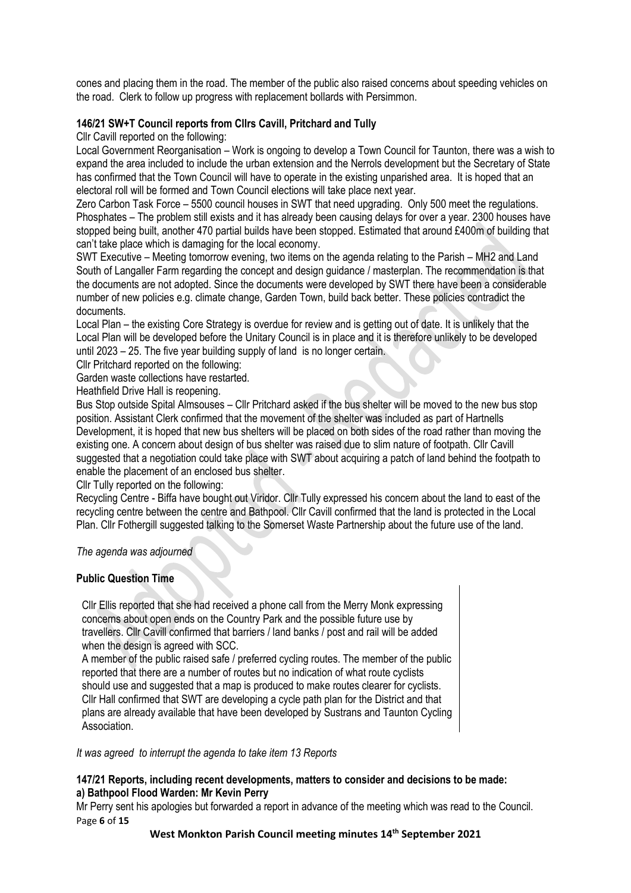cones and placing them in the road. The member of the public also raised concerns about speeding vehicles on the road. Clerk to follow up progress with replacement bollards with Persimmon.

**146/21 SW+T Council reports from Cllrs Cavill, Pritchard and Tully**

Cllr Cavill reported on the following:

Local Government Reorganisation – Work is ongoing to develop a Town Council for Taunton, there was a wish to expand the area included to include the urban extension and the Nerrols development but the Secretary of State has confirmed that the Town Council will have to operate in the existing unparished area. It is hoped that an electoral roll will be formed and Town Council elections will take place next year.

Zero Carbon Task Force – 5500 council houses in SWT that need upgrading. Only 500 meet the regulations.

Phosphates – The problem still exists and it has already been causing delays for over a year. 2300 houses have stopped being built, another 470 partial builds have been stopped. Estimated that around £400m of building that can't take place which is damaging for the local economy.

SWT Executive – Meeting tomorrow evening, two items on the agenda relating to the Parish – MH2 and Land South of Langaller Farm regarding the concept and design guidance / masterplan. The recommendation is that the documents are not adopted. Since the documents were developed by SWT there have been a considerable number of new policies e.g. climate change, Garden Town, build back better. These policies contradict the documents.

Local Plan – the existing Core Strategy is overdue for review and is getting out of date. It is unlikely that the Local Plan will be developed before the Unitary Council is in place and it is therefore unlikely to be developed until 2023 – 25. The five year building supply of land is no longer certain.

Cllr Pritchard reported on the following:

Garden waste collections have restarted.

Heathfield Drive Hall is reopening.

Bus Stop outside Spital Almsouses – Cllr Pritchard asked if the bus shelter will be moved to the new bus stop position. Assistant Clerk confirmed that the movement of the shelter was included as part of Hartnells Development, it is hoped that new bus shelters will be placed on both sides of the road rather than moving the existing one. A concern about design of bus shelter was raised due to slim nature of footpath. Cllr Cavill suggested that a negotiation could take place with SWT about acquiring a patch of land behind the footpath to enable the placement of an enclosed bus shelter.

Cllr Tully reported on the following:

Recycling Centre - Biffa have bought out Viridor. Cllr Tully expressed his concern about the land to east of the recycling centre between the centre and Bathpool. Cllr Cavill confirmed that the land is protected in the Local Plan. Cllr Fothergill suggested talking to the Somerset Waste Partnership about the future use of the land.

*The agenda was adjourned*

**Public Question Time**

Cllr Ellis reported that she had received a phone call from the Merry Monk expressing concerns about open ends on the Country Park and the possible future use by travellers. Cllr Cavill confirmed that barriers / land banks / post and rail will be added when the design is agreed with SCC.

A member of the public raised safe / preferred cycling routes. The member of the public reported that there are a number of routes but no indication of what route cyclists should use and suggested that a map is produced to make routes clearer for cyclists. Cllr Hall confirmed that SWT are developing a cycle path plan for the District and that plans are already available that have been developed by Sustrans and Taunton Cycling Association.

*It was agreed to interrupt the agenda to take item 13 Reports*

**147/21 Reports, including recent developments, matters to consider and decisions to be made:**

**a) Bathpool Flood Warden: Mr Kevin Perry**

Mr Perry sent his apologies but forwarded a report in advance of the meeting which was read to the Council.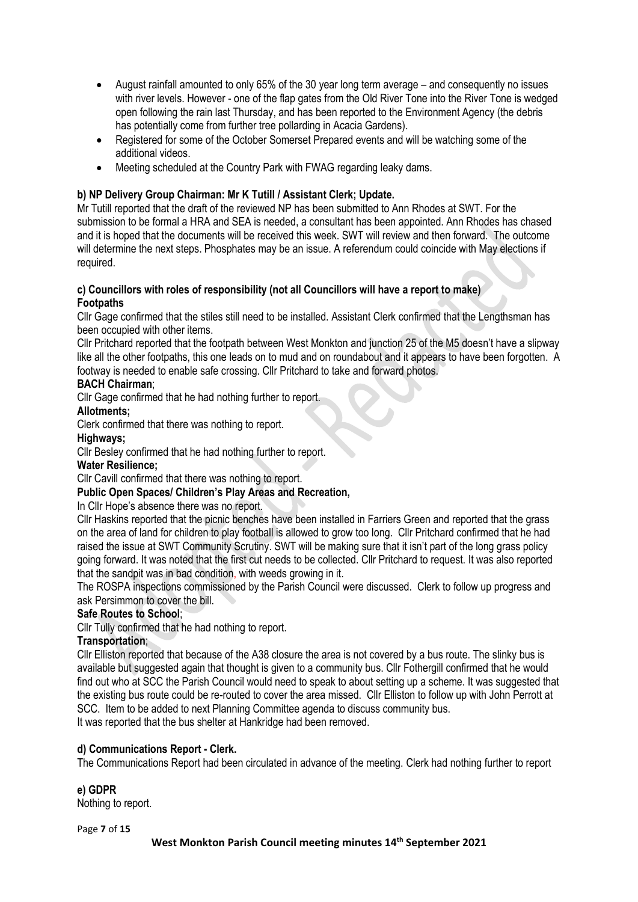- August rainfall amounted to only 65% of the 30 year long term average – and consequently no issues with river levels. However - one of the flap gates from the Old River Tone into the River Tone is wedged open following the rain last Thursday, and has been reported to the Environment Agency (the debris has potentially come from further tree pollarding in Acacia Gardens).
- Registered for some of the October Somerset Prepared events and will be watching some of the additional videos.
- Meeting scheduled at the Country Park with FWAG regarding leaky dams.

**b) NP Delivery Group Chairman: Mr K Tutill / Assistant Clerk; Update.**

Mr Tutill reported that the draft of the reviewed NP has been submitted to Ann Rhodes at SWT. For the submission to be formal a HRA and SEA is needed, a consultant has been appointed. Ann Rhodes has chased and it is hoped that the documents will be received this week. SWT will review and then forward. The outcome will determine the next steps. Phosphates may be an issue. A referendum could coincide with May elections if required.

**c) Councillors with roles of responsibility (not all Councillors will have a report to make)**

**Footpaths**

Cllr Gage confirmed that the stiles still need to be installed. Assistant Clerk confirmed that the Lengthsman has been occupied with other items.

Cllr Pritchard reported that the footpath between West Monkton and junction 25 of the M5 doesn't have a slipway like all the other footpaths, this one leads on to mud and on roundabout and it appears to have been forgotten. A footway is needed to enable safe crossing. Cllr Pritchard to take and forward photos.

**BACH Chairman**;

Cllr Gage confirmed that he had nothing further to report.

**Allotments;**

Clerk confirmed that there was nothing to report.

**Highways;**

Cllr Besley confirmed that he had nothing further to report.

**Water Resilience;**

Cllr Cavill confirmed that there was nothing to report.

**Public Open Spaces/ Children's Play Areas and Recreation,**

In Cllr Hope's absence there was no report.

Cllr Haskins reported that the picnic benches have been installed in Farriers Green and reported that the grass on the area of land for children to play football is allowed to grow too long. Cllr Pritchard confirmed that he had raised the issue at SWT Community Scrutiny. SWT will be making sure that it isn't part of the long grass policy going forward. It was noted that the first cut needs to be collected. Cllr Pritchard to request. It was also reported that the sandpit was in bad condition, with weeds growing in it.

The ROSPA inspections commissioned by the Parish Council were discussed. Clerk to follow up progress and ask Persimmon to cover the bill.

**Safe Routes to School**;

Cllr Tully confirmed that he had nothing to report.

**Transportation**;

Cllr Elliston reported that because of the A38 closure the area is not covered by a bus route. The slinky bus is available but suggested again that thought is given to a community bus. Cllr Fothergill confirmed that he would find out who at SCC the Parish Council would need to speak to about setting up a scheme. It was suggested that the existing bus route could be re-routed to cover the area missed. Cllr Elliston to follow up with John Perrott at SCC. Item to be added to next Planning Committee agenda to discuss community bus.

It was reported that the bus shelter at Hankridge had been removed.

**d) Communications Report - Clerk.**

The Communications Report had been circulated in advance of the meeting. Clerk had nothing further to report

**e) GDPR**

Nothing to report.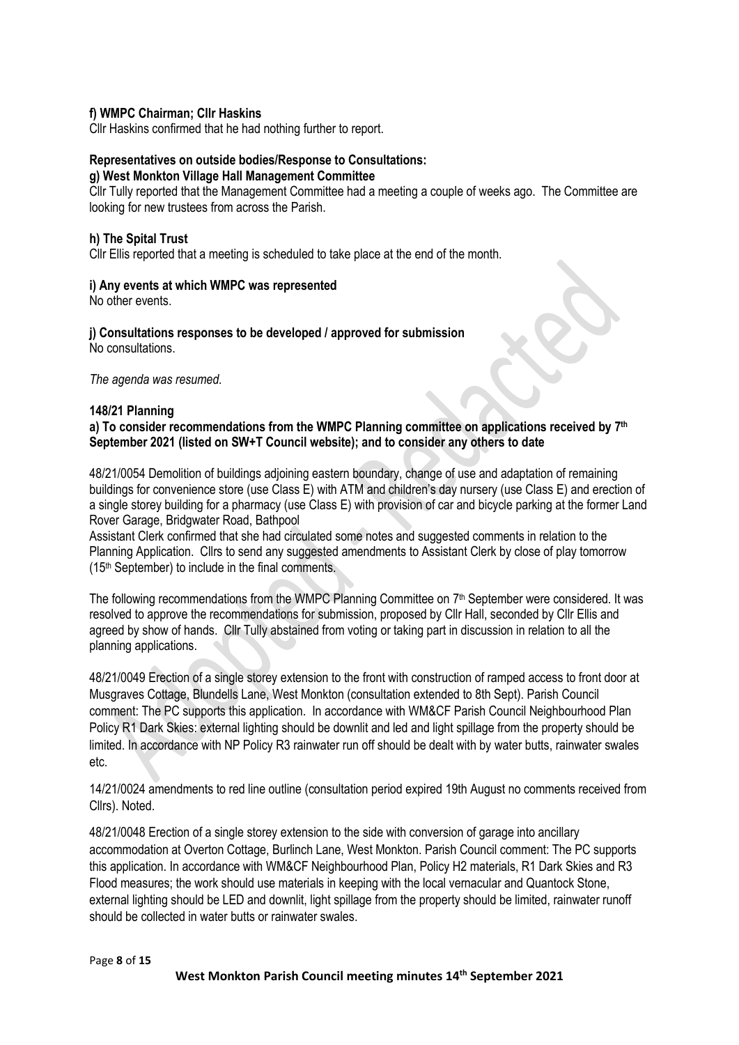**f) WMPC Chairman; Cllr Haskins**

Cllr Haskins confirmed that he had nothing further to report.

**Representatives on outside bodies/Response to Consultations:**

**g) West Monkton Village Hall Management Committee**

Cllr Tully reported that the Management Committee had a meeting a couple of weeks ago. The Committee are looking for new trustees from across the Parish.

**h) The Spital Trust**

Cllr Ellis reported that a meeting is scheduled to take place at the end of the month.

**i) Any events at which WMPC was represented**

No other events.

**j) Consultations responses to be developed / approved for submission**

No consultations.

*The agenda was resumed.*

**148/21 Planning**

**a) To consider recommendations from the WMPC Planning committee on applications received by 7th September 2021 (listed on SW+T Council website); and to consider any others to date**

48/21/0054 Demolition of buildings adjoining eastern boundary, change of use and adaptation of remaining buildings for convenience store (use Class E) with ATM and children's day nursery (use Class E) and erection of a single storey building for a pharmacy (use Class E) with provision of car and bicycle parking at the former Land Rover Garage, Bridgwater Road, Bathpool

Assistant Clerk confirmed that she had circulated some notes and suggested comments in relation to the Planning Application. Cllrs to send any suggested amendments to Assistant Clerk by close of play tomorrow (15th September) to include in the final comments.

The following recommendations from the WMPC Planning Committee on 7th September were considered. It was resolved to approve the recommendations for submission, proposed by Cllr Hall, seconded by Cllr Ellis and agreed by show of hands. Cllr Tully abstained from voting or taking part in discussion in relation to all the planning applications.

48/21/0049 Erection of a single storey extension to the front with construction of ramped access to front door at Musgraves Cottage, Blundells Lane, West Monkton (consultation extended to 8th Sept). Parish Council comment: The PC supports this application. In accordance with WM&CF Parish Council Neighbourhood Plan Policy R1 Dark Skies: external lighting should be downlit and led and light spillage from the property should be limited. In accordance with NP Policy R3 rainwater run off should be dealt with by water butts, rainwater swales etc.

14/21/0024 amendments to red line outline (consultation period expired 19th August no comments received from Cllrs). Noted.

48/21/0048 Erection of a single storey extension to the side with conversion of garage into ancillary accommodation at Overton Cottage, Burlinch Lane, West Monkton. Parish Council comment: The PC supports this application. In accordance with WM&CF Neighbourhood Plan, Policy H2 materials, R1 Dark Skies and R3 Flood measures; the work should use materials in keeping with the local vernacular and Quantock Stone, external lighting should be LED and downlit, light spillage from the property should be limited, rainwater runoff should be collected in water butts or rainwater swales.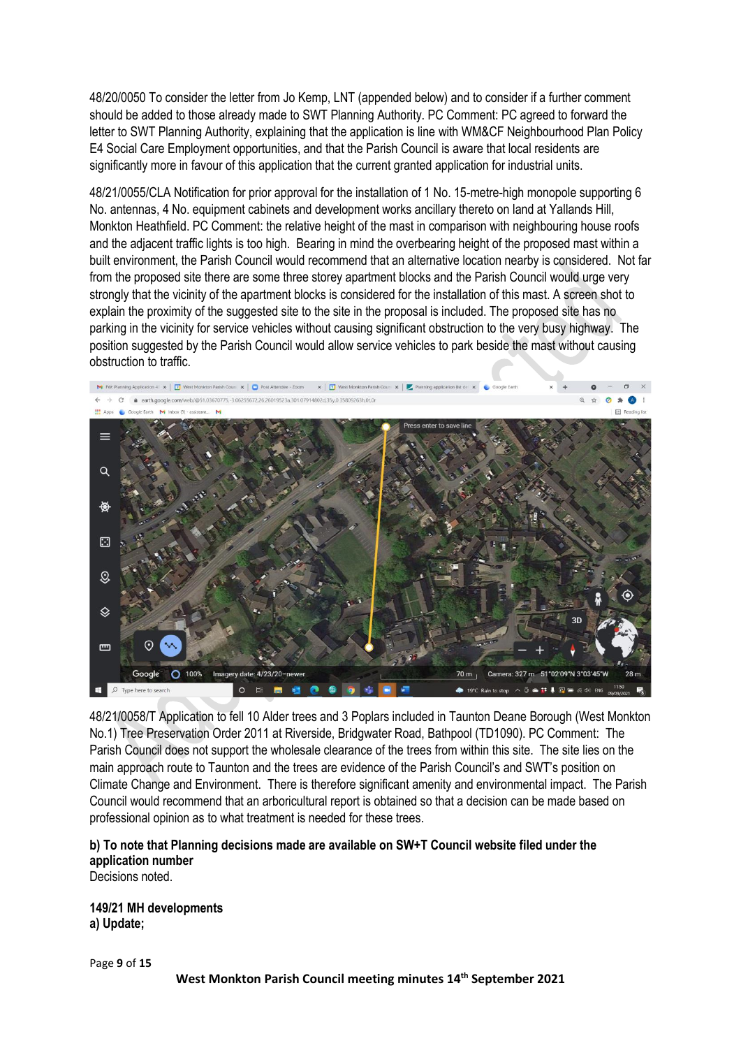48/20/0050 To consider the letter from Jo Kemp, LNT (appended below) and to consider if a further comment should be added to those already made to SWT Planning Authority. PC Comment: PC agreed to forward the letter to SWT Planning Authority, explaining that the application is line with WM&CF Neighbourhood Plan Policy E4 Social Care Employment opportunities, and that the Parish Council is aware that local residents are significantly more in favour of this application that the current granted application for industrial units.

48/21/0055/CLA Notification for prior approval for the installation of 1 No. 15-metre-high monopole supporting 6 No. antennas, 4 No. equipment cabinets and development works ancillary thereto on land at Yallands Hill, Monkton Heathfield. PC Comment: the relative height of the mast in comparison with neighbouring house roofs and the adjacent traffic lights is too high. Bearing in mind the overbearing height of the proposed mast within a built environment, the Parish Council would recommend that an alternative location nearby is considered. Not far from the proposed site there are some three storey apartment blocks and the Parish Council would urge very strongly that the vicinity of the apartment blocks is considered for the installation of this mast. A screen shot to explain the proximity of the suggested site to the site in the proposal is included. The proposed site has no parking in the vicinity for service vehicles without causing significant obstruction to the very busy highway. The position suggested by the Parish Council would allow service vehicles to park beside the mast without causing obstruction to traffic.

48/21/0058/T Application to fell 10 Alder trees and 3 Poplars included in Taunton Deane Borough (West Monkton No.1) Tree Preservation Order 2011 at Riverside, Bridgwater Road, Bathpool (TD1090). PC Comment: The Parish Council does not support the wholesale clearance of the trees from within this site. The site lies on the main approach route to Taunton and the trees are evidence of the Parish Council's and SWT's position on Climate Change and Environment. There is therefore significant amenity and environmental impact. The Parish Council would recommend that an arboricultural report is obtained so that a decision can be made based on professional opinion as to what treatment is needed for these trees.

**b) To note that Planning decisions made are available on SW+T Council website filed under the application number**
Decisions noted.

**149/21 MH developments**
**a) Update;**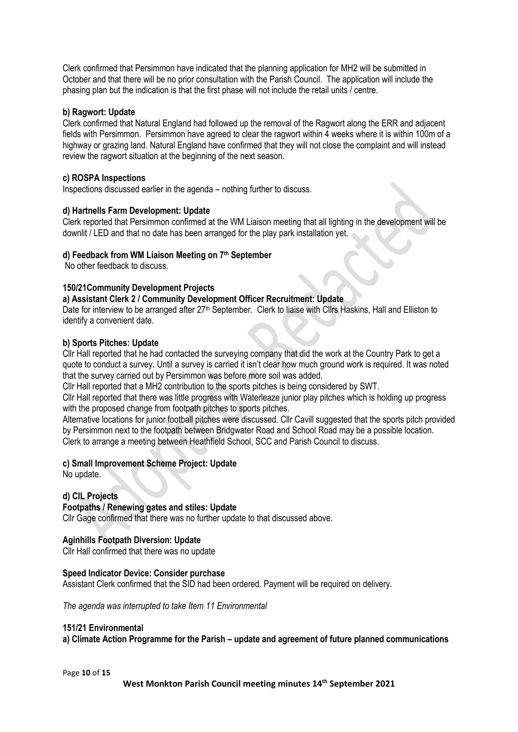Clerk confirmed that Persimmon have indicated that the planning application for MH2 will be submitted in October and that there will be no prior consultation with the Parish Council. The application will include the phasing plan but the indication is that the first phase will not include the retail units / centre.

**b) Ragwort: Update**

Clerk confirmed that Natural England had followed up the removal of the Ragwort along the ERR and adjacent fields with Persimmon. Persimmon have agreed to clear the ragwort within 4 weeks where it is within 100m of a highway or grazing land. Natural England have confirmed that they will not close the complaint and will instead review the ragwort situation at the beginning of the next season.

**c) ROSPA Inspections**

Inspections discussed earlier in the agenda – nothing further to discuss.

**d) Hartnells Farm Development: Update**

Clerk reported that Persimmon confirmed at the WM Liaison meeting that all lighting in the development will be downlit / LED and that no date has been arranged for the play park installation yet.

**d) Feedback from WM Liaison Meeting on 7th September**

No other feedback to discuss.

**150/21Community Development Projects**

**a) Assistant Clerk 2 / Community Development Officer Recruitment: Update**

Date for interview to be arranged after 27th September. Clerk to liaise with Cllrs Haskins, Hall and Elliston to identify a convenient date.

**b) Sports Pitches: Update**

Cllr Hall reported that he had contacted the surveying company that did the work at the Country Park to get a quote to conduct a survey. Until a survey is carried it isn't clear how much ground work is required. It was noted that the survey carried out by Persimmon was before more soil was added.

Cllr Hall reported that a MH2 contribution to the sports pitches is being considered by SWT.

Cllr Hall reported that there was little progress with Waterleaze junior play pitches which is holding up progress with the proposed change from footpath pitches to sports pitches.

Alternative locations for junior football pitches were discussed. Cllr Cavill suggested that the sports pitch provided by Persimmon next to the footpath between Bridgwater Road and School Road may be a possible location. Clerk to arrange a meeting between Heathfield School, SCC and Parish Council to discuss.

**c) Small Improvement Scheme Project: Update**

No update.

**d) CIL Projects**

**Footpaths / Renewing gates and stiles: Update**

Cllr Gage confirmed that there was no further update to that discussed above.

**Aginhills Footpath Diversion: Update**

Cllr Hall confirmed that there was no update

**Speed Indicator Device: Consider purchase**

Assistant Clerk confirmed that the SID had been ordered. Payment will be required on delivery.

*The agenda was interrupted to take Item 11 Environmental*

**151/21 Environmental**

**a) Climate Action Programme for the Parish – update and agreement of future planned communications**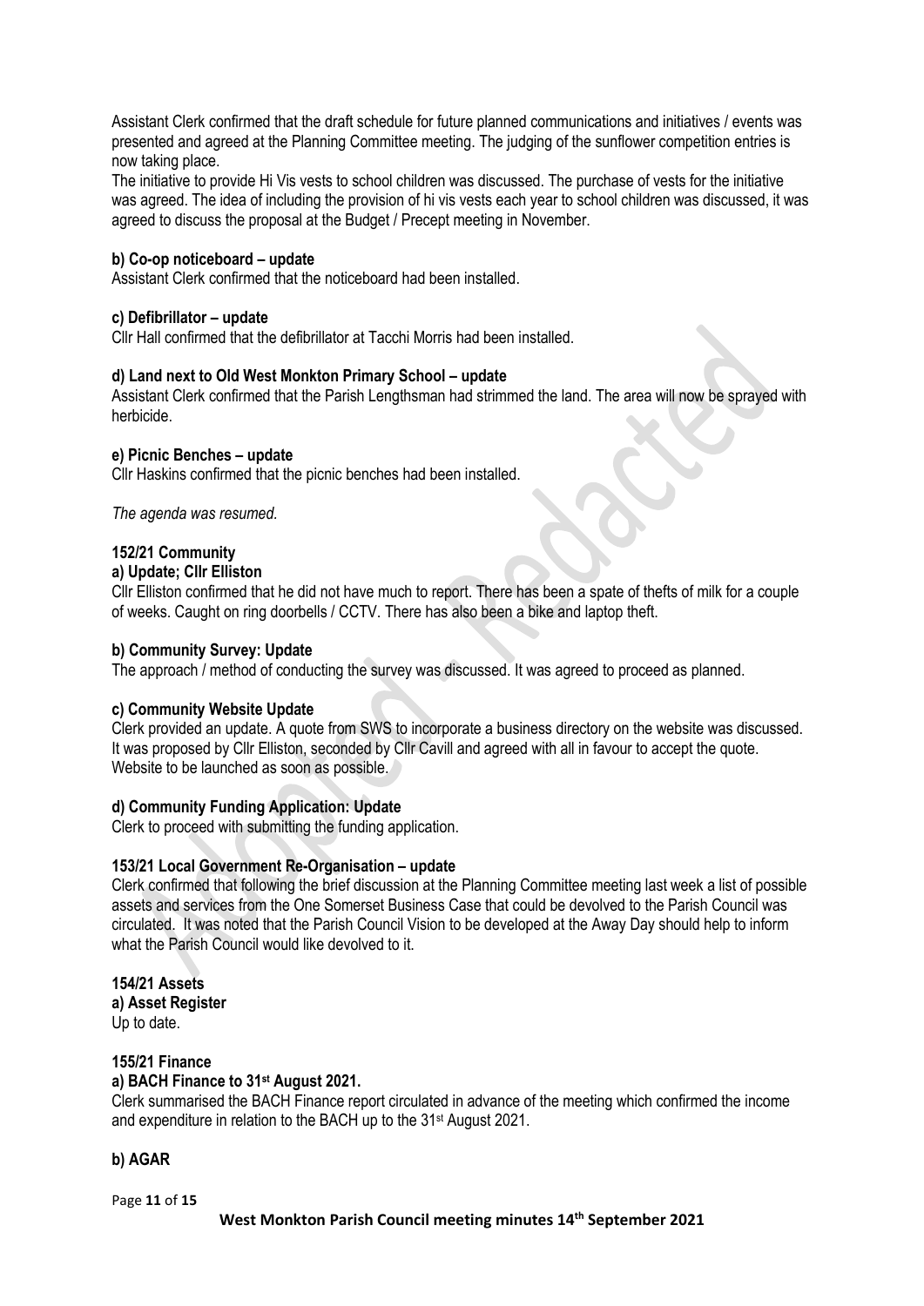Assistant Clerk confirmed that the draft schedule for future planned communications and initiatives / events was presented and agreed at the Planning Committee meeting. The judging of the sunflower competition entries is now taking place.

The initiative to provide Hi Vis vests to school children was discussed. The purchase of vests for the initiative was agreed. The idea of including the provision of hi vis vests each year to school children was discussed, it was agreed to discuss the proposal at the Budget / Precept meeting in November.

**b) Co-op noticeboard – update**

Assistant Clerk confirmed that the noticeboard had been installed.

**c) Defibrillator – update**

Cllr Hall confirmed that the defibrillator at Tacchi Morris had been installed.

**d) Land next to Old West Monkton Primary School – update**

Assistant Clerk confirmed that the Parish Lengthsman had strimmed the land. The area will now be sprayed with herbicide.

**e) Picnic Benches – update**

Cllr Haskins confirmed that the picnic benches had been installed.

*The agenda was resumed.*

**152/21 Community**

**a) Update; Cllr Elliston**

Cllr Elliston confirmed that he did not have much to report. There has been a spate of thefts of milk for a couple of weeks. Caught on ring doorbells / CCTV. There has also been a bike and laptop theft.

**b) Community Survey: Update**

The approach / method of conducting the survey was discussed. It was agreed to proceed as planned.

**c) Community Website Update**

Clerk provided an update. A quote from SWS to incorporate a business directory on the website was discussed. It was proposed by Cllr Elliston, seconded by Cllr Cavill and agreed with all in favour to accept the quote. Website to be launched as soon as possible.

**d) Community Funding Application: Update**

Clerk to proceed with submitting the funding application.

**153/21 Local Government Re-Organisation – update**

Clerk confirmed that following the brief discussion at the Planning Committee meeting last week a list of possible assets and services from the One Somerset Business Case that could be devolved to the Parish Council was circulated. It was noted that the Parish Council Vision to be developed at the Away Day should help to inform what the Parish Council would like devolved to it.

**154/21 Assets**

**a) Asset Register**

Up to date.

**155/21 Finance**

**a) BACH Finance to 31st August 2021.**

Clerk summarised the BACH Finance report circulated in advance of the meeting which confirmed the income and expenditure in relation to the BACH up to the 31st August 2021.

**b) AGAR**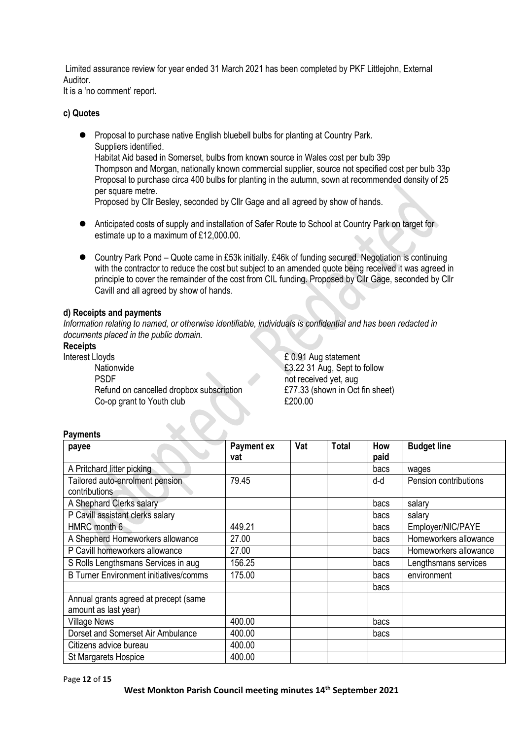Limited assurance review for year ended 31 March 2021 has been completed by PKF Littlejohn, External Auditor.
It is a 'no comment' report.

**c) Quotes**

- Proposal to purchase native English bluebell bulbs for planting at Country Park.
  Suppliers identified.
  Habitat Aid based in Somerset, bulbs from known source in Wales cost per bulb 39p
  Thompson and Morgan, nationally known commercial supplier, source not specified cost per bulb 33p
  Proposal to purchase circa 400 bulbs for planting in the autumn, sown at recommended density of 25 per square metre.
  Proposed by Cllr Besley, seconded by Cllr Gage and all agreed by show of hands.

- Anticipated costs of supply and installation of Safer Route to School at Country Park on target for estimate up to a maximum of £12,000.00.

- Country Park Pond – Quote came in £53k initially. £46k of funding secured. Negotiation is continuing with the contractor to reduce the cost but subject to an amended quote being received it was agreed in principle to cover the remainder of the cost from CIL funding. Proposed by Cllr Gage, seconded by Cllr Cavill and all agreed by show of hands.

**d) Receipts and payments**

*Information relating to named, or otherwise identifiable, individuals is confidential and has been redacted in documents placed in the public domain.*

**Receipts**

| | |
|---|---|
| Interest Lloyds | £ 0.91 Aug statement |
| Nationwide | £3.22 31 Aug, Sept to follow |
| PSDF | not received yet, aug |
| Refund on cancelled dropbox subscription | £77.33 (shown in Oct fin sheet) |
| Co-op grant to Youth club | £200.00 |

**Payments**

| payee | Payment ex vat | Vat | Total | How paid | Budget line |
|---|---|---|---|---|---|
| A Pritchard litter picking | | | | bacs | wages |
| Tailored auto-enrolment pension contributions | 79.45 | | | d-d | Pension contributions |
| A Shephard Clerks salary | | | | bacs | salary |
| P Cavill assistant clerks salary | | | | bacs | salary |
| HMRC month 6 | 449.21 | | | bacs | Employer/NIC/PAYE |
| A Shepherd Homeworkers allowance | 27.00 | | | bacs | Homeworkers allowance |
| P Cavill homeworkers allowance | 27.00 | | | bacs | Homeworkers allowance |
| S Rolls Lengthsmans Services in aug | 156.25 | | | bacs | Lengthsmans services |
| B Turner Environment initiatives/comms | 175.00 | | | bacs | environment |
| | | | | bacs | |
| Annual grants agreed at precept (same amount as last year) | | | | | |
| Village News | 400.00 | | | bacs | |
| Dorset and Somerset Air Ambulance | 400.00 | | | bacs | |
| Citizens advice bureau | 400.00 | | | | |
| St Margarets Hospice | 400.00 | | | | |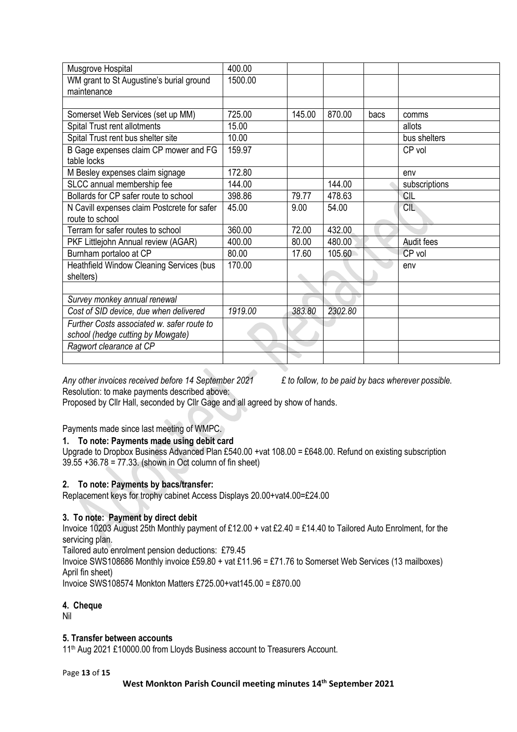| | | | | | |
|---|---|---|---|---|---|
| Musgrove Hospital | 400.00 | | | | |
| WM grant to St Augustine's burial ground maintenance | 1500.00 | | | | |
| | | | | | |
| Somerset Web Services (set up MM) | 725.00 | 145.00 | 870.00 | bacs | comms |
| Spital Trust rent allotments | 15.00 | | | | allots |
| Spital Trust rent bus shelter site | 10.00 | | | | bus shelters |
| B Gage expenses claim CP mower and FG table locks | 159.97 | | | | CP vol |
| M Besley expenses claim signage | 172.80 | | | | env |
| SLCC annual membership fee | 144.00 | | 144.00 | | subscriptions |
| Bollards for CP safer route to school | 398.86 | 79.77 | 478.63 | | CIL |
| N Cavill expenses claim Postcrete for safer route to school | 45.00 | 9.00 | 54.00 | | CIL |
| Terram for safer routes to school | 360.00 | 72.00 | 432.00 | | |
| PKF Littlejohn Annual review (AGAR) | 400.00 | 80.00 | 480.00 | | Audit fees |
| Burnham portaloo at CP | 80.00 | 17.60 | 105.60 | | CP vol |
| Heathfield Window Cleaning Services (bus shelters) | 170.00 | | | | env |
| | | | | | |
| *Survey monkey annual renewal* | | | | | |
| *Cost of SID device, due when delivered* | *1919.00* | *383.80* | *2302.80* | | |
| *Further Costs associated w. safer route to school (hedge cutting by Mowgate)* | | | | | |
| *Ragwort clearance at CP* | | | | | |
| | | | | | |

*Any other invoices received before 14 September 2021 £ to follow, to be paid by bacs wherever possible.*

Resolution: to make payments described above:

Proposed by Cllr Hall, seconded by Cllr Gage and all agreed by show of hands.

Payments made since last meeting of WMPC.

**1. To note: Payments made using debit card**

Upgrade to Dropbox Business Advanced Plan £540.00 +vat 108.00 = £648.00. Refund on existing subscription 39.55 +36.78 = 77.33. (shown in Oct column of fin sheet)

**2. To note: Payments by bacs/transfer:**

Replacement keys for trophy cabinet Access Displays 20.00+vat4.00=£24.00

**3. To note: Payment by direct debit**

Invoice 10203 August 25th Monthly payment of £12.00 + vat £2.40 = £14.40 to Tailored Auto Enrolment, for the servicing plan.

Tailored auto enrolment pension deductions: £79.45

Invoice SWS108686 Monthly invoice £59.80 + vat £11.96 = £71.76 to Somerset Web Services (13 mailboxes) April fin sheet)

Invoice SWS108574 Monkton Matters £725.00+vat145.00 = £870.00

**4. Cheque**

Nil

**5. Transfer between accounts**

11th Aug 2021 £10000.00 from Lloyds Business account to Treasurers Account.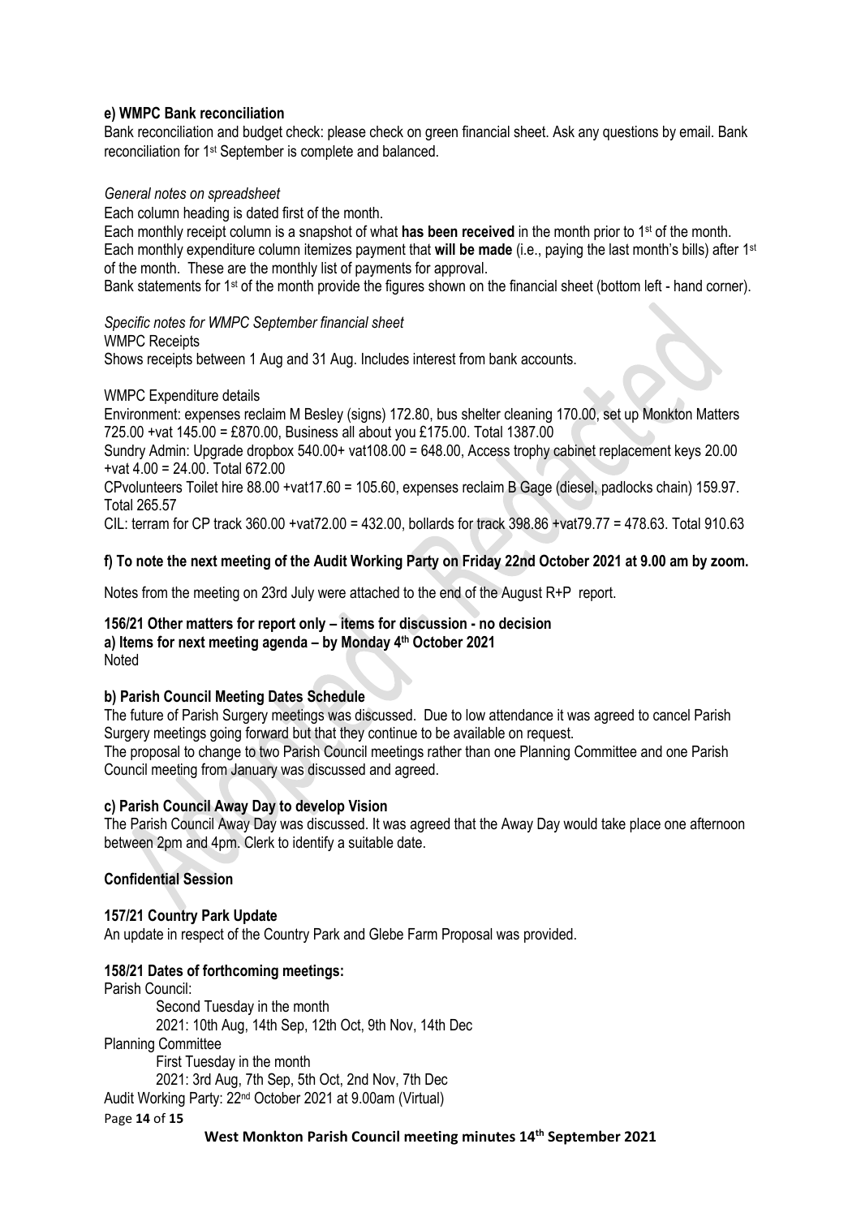**e) WMPC Bank reconciliation**

Bank reconciliation and budget check: please check on green financial sheet. Ask any questions by email. Bank reconciliation for 1st September is complete and balanced.

*General notes on spreadsheet*

Each column heading is dated first of the month.

Each monthly receipt column is a snapshot of what **has been received** in the month prior to 1st of the month.

Each monthly expenditure column itemizes payment that **will be made** (i.e., paying the last month's bills) after 1st of the month. These are the monthly list of payments for approval.

Bank statements for 1st of the month provide the figures shown on the financial sheet (bottom left - hand corner).

*Specific notes for WMPC September financial sheet*

WMPC Receipts

Shows receipts between 1 Aug and 31 Aug. Includes interest from bank accounts.

WMPC Expenditure details

Environment: expenses reclaim M Besley (signs) 172.80, bus shelter cleaning 170.00, set up Monkton Matters 725.00 +vat 145.00 = £870.00, Business all about you £175.00. Total 1387.00

Sundry Admin: Upgrade dropbox 540.00+ vat108.00 = 648.00, Access trophy cabinet replacement keys 20.00 +vat 4.00 = 24.00. Total 672.00

CPvolunteers Toilet hire 88.00 +vat17.60 = 105.60, expenses reclaim B Gage (diesel, padlocks chain) 159.97. Total 265.57

CIL: terram for CP track 360.00 +vat72.00 = 432.00, bollards for track 398.86 +vat79.77 = 478.63. Total 910.63

**f) To note the next meeting of the Audit Working Party on Friday 22nd October 2021 at 9.00 am by zoom.**

Notes from the meeting on 23rd July were attached to the end of the August R+P report.

**156/21 Other matters for report only – items for discussion - no decision**

**a) Items for next meeting agenda – by Monday 4th October 2021**

Noted

**b) Parish Council Meeting Dates Schedule**

The future of Parish Surgery meetings was discussed. Due to low attendance it was agreed to cancel Parish Surgery meetings going forward but that they continue to be available on request.

The proposal to change to two Parish Council meetings rather than one Planning Committee and one Parish Council meeting from January was discussed and agreed.

**c) Parish Council Away Day to develop Vision**

The Parish Council Away Day was discussed. It was agreed that the Away Day would take place one afternoon between 2pm and 4pm. Clerk to identify a suitable date.

**Confidential Session**

**157/21 Country Park Update**

An update in respect of the Country Park and Glebe Farm Proposal was provided.

**158/21 Dates of forthcoming meetings:**

Parish Council:

Second Tuesday in the month

2021: 10th Aug, 14th Sep, 12th Oct, 9th Nov, 14th Dec

Planning Committee

First Tuesday in the month

2021: 3rd Aug, 7th Sep, 5th Oct, 2nd Nov, 7th Dec

Audit Working Party: 22nd October 2021 at 9.00am (Virtual)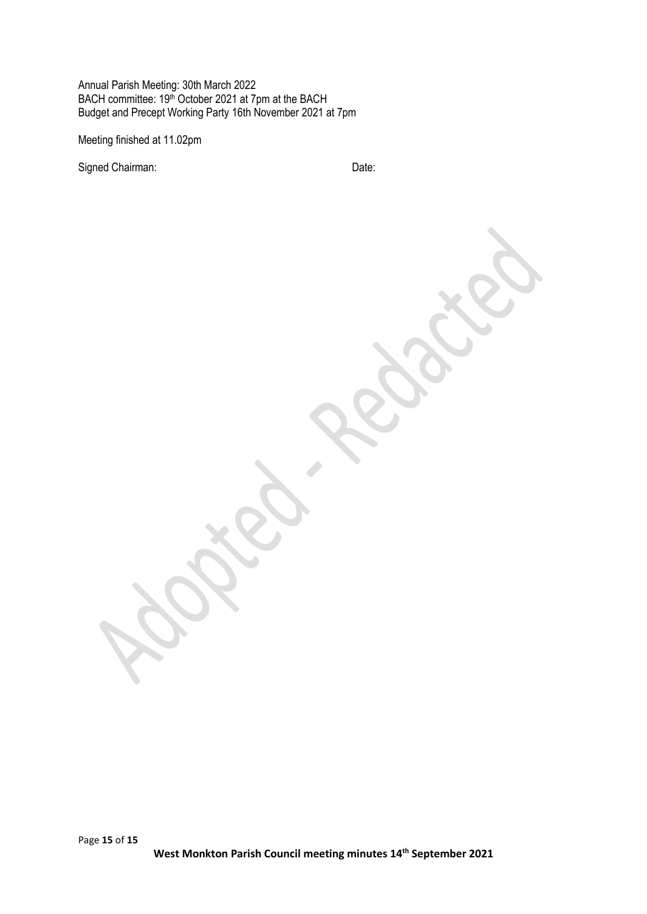Annual Parish Meeting: 30th March 2022
BACH committee: 19th October 2021 at 7pm at the BACH
Budget and Precept Working Party 16th November 2021 at 7pm

Meeting finished at 11.02pm

Signed Chairman: Date: